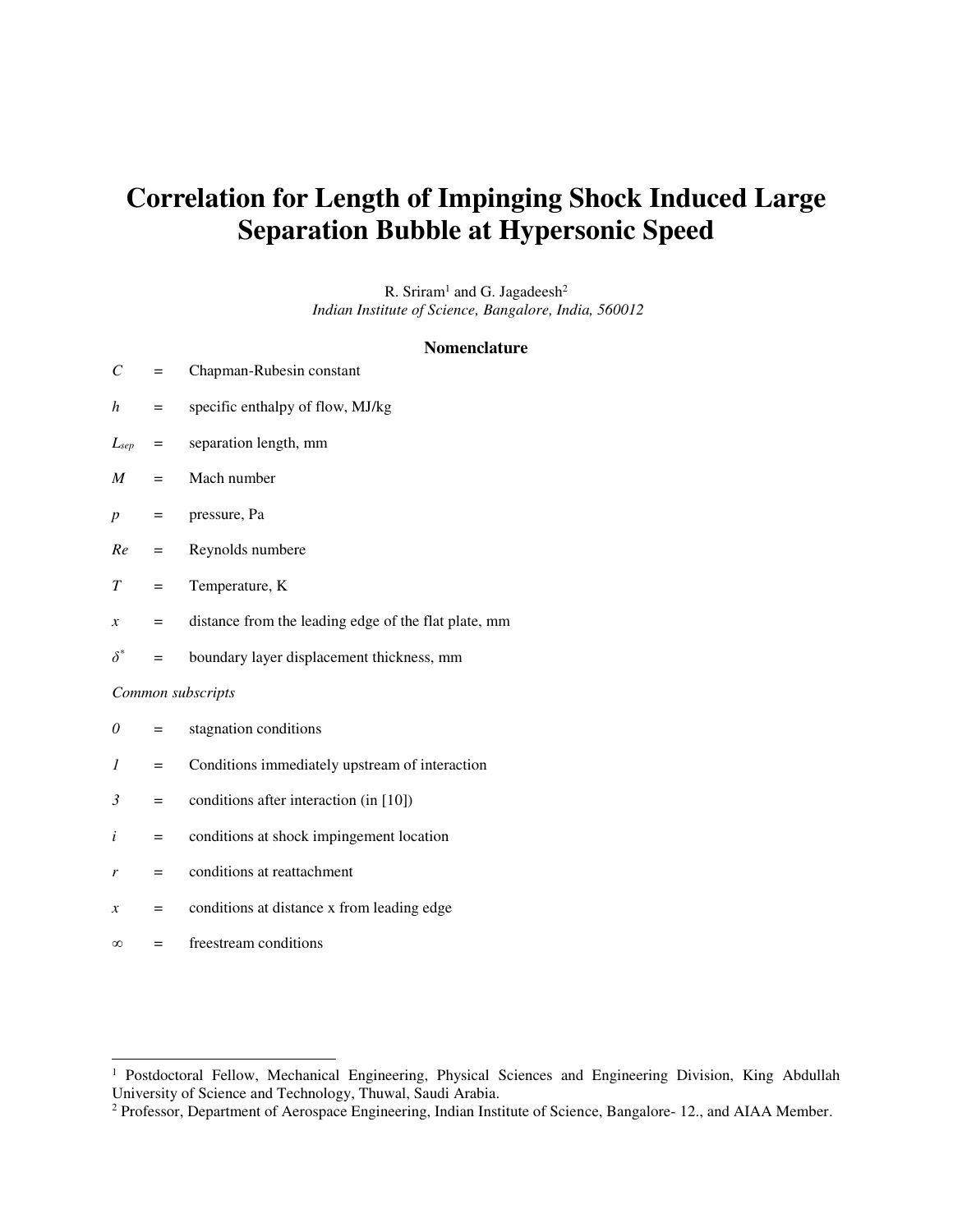# Correlation for Length of Impinging Shock Induced Large Separation Bubble at Hypersonic Speed

R. Sriram[1] and G. Jagadeesh[2]

*Indian Institute of Science, Bangalore, India, 560012*

## Nomenclature

$C$ = Chapman-Rubesin constant

$h$ = specific enthalpy of flow, MJ/kg

$L_{sep}$ = separation length, mm

$M$ = Mach number

$p$ = pressure, Pa

$Re$ = Reynolds numbere

$T$ = Temperature, K

$x$ = distance from the leading edge of the flat plate, mm

$\delta^*$ = boundary layer displacement thickness, mm

*Common subscripts*

*0* = stagnation conditions

*1* = Conditions immediately upstream of interaction

*3* = conditions after interaction (in [10])

*i* = conditions at shock impingement location

*r* = conditions at reattachment

*x* = conditions at distance x from leading edge

$\infty$ = freestream conditions

---

[1] Postdoctoral Fellow, Mechanical Engineering, Physical Sciences and Engineering Division, King Abdullah University of Science and Technology, Thuwal, Saudi Arabia.

[2] Professor, Department of Aerospace Engineering, Indian Institute of Science, Bangalore- 12., and AIAA Member.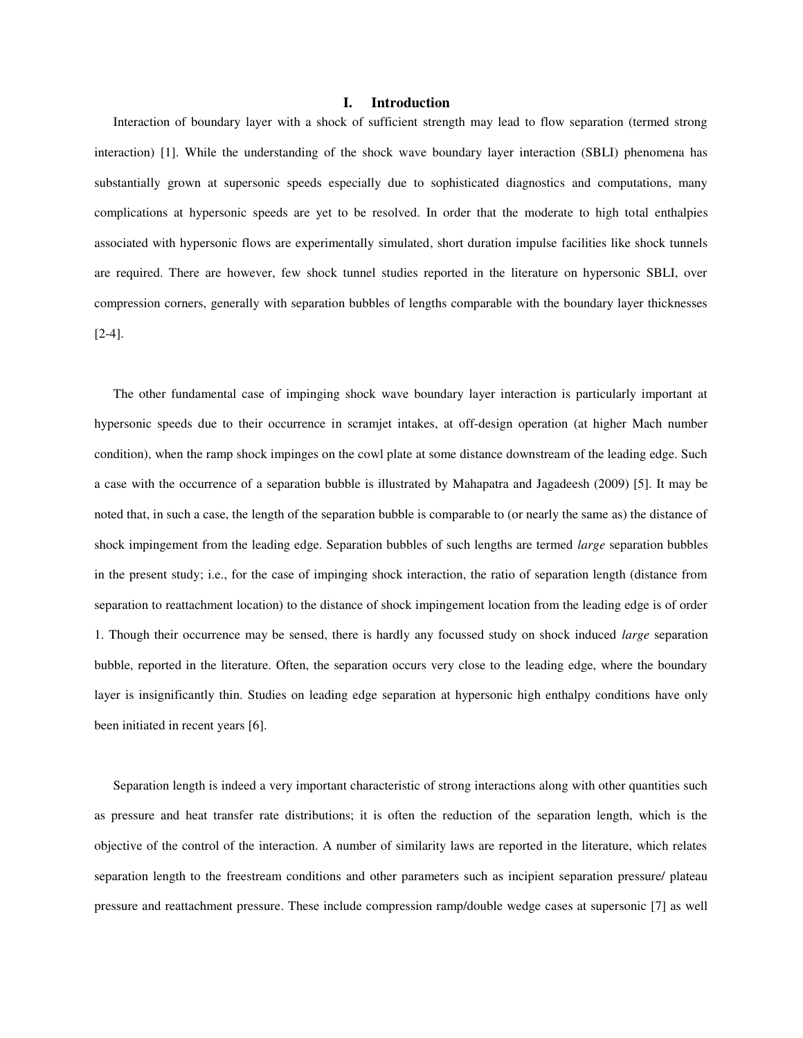# I. Introduction

Interaction of boundary layer with a shock of sufficient strength may lead to flow separation (termed strong interaction) [1]. While the understanding of the shock wave boundary layer interaction (SBLI) phenomena has substantially grown at supersonic speeds especially due to sophisticated diagnostics and computations, many complications at hypersonic speeds are yet to be resolved. In order that the moderate to high total enthalpies associated with hypersonic flows are experimentally simulated, short duration impulse facilities like shock tunnels are required. There are however, few shock tunnel studies reported in the literature on hypersonic SBLI, over compression corners, generally with separation bubbles of lengths comparable with the boundary layer thicknesses [2-4].

The other fundamental case of impinging shock wave boundary layer interaction is particularly important at hypersonic speeds due to their occurrence in scramjet intakes, at off-design operation (at higher Mach number condition), when the ramp shock impinges on the cowl plate at some distance downstream of the leading edge. Such a case with the occurrence of a separation bubble is illustrated by Mahapatra and Jagadeesh (2009) [5]. It may be noted that, in such a case, the length of the separation bubble is comparable to (or nearly the same as) the distance of shock impingement from the leading edge. Separation bubbles of such lengths are termed *large* separation bubbles in the present study; i.e., for the case of impinging shock interaction, the ratio of separation length (distance from separation to reattachment location) to the distance of shock impingement location from the leading edge is of order 1. Though their occurrence may be sensed, there is hardly any focussed study on shock induced *large* separation bubble, reported in the literature. Often, the separation occurs very close to the leading edge, where the boundary layer is insignificantly thin. Studies on leading edge separation at hypersonic high enthalpy conditions have only been initiated in recent years [6].

Separation length is indeed a very important characteristic of strong interactions along with other quantities such as pressure and heat transfer rate distributions; it is often the reduction of the separation length, which is the objective of the control of the interaction. A number of similarity laws are reported in the literature, which relates separation length to the freestream conditions and other parameters such as incipient separation pressure/ plateau pressure and reattachment pressure. These include compression ramp/double wedge cases at supersonic [7] as well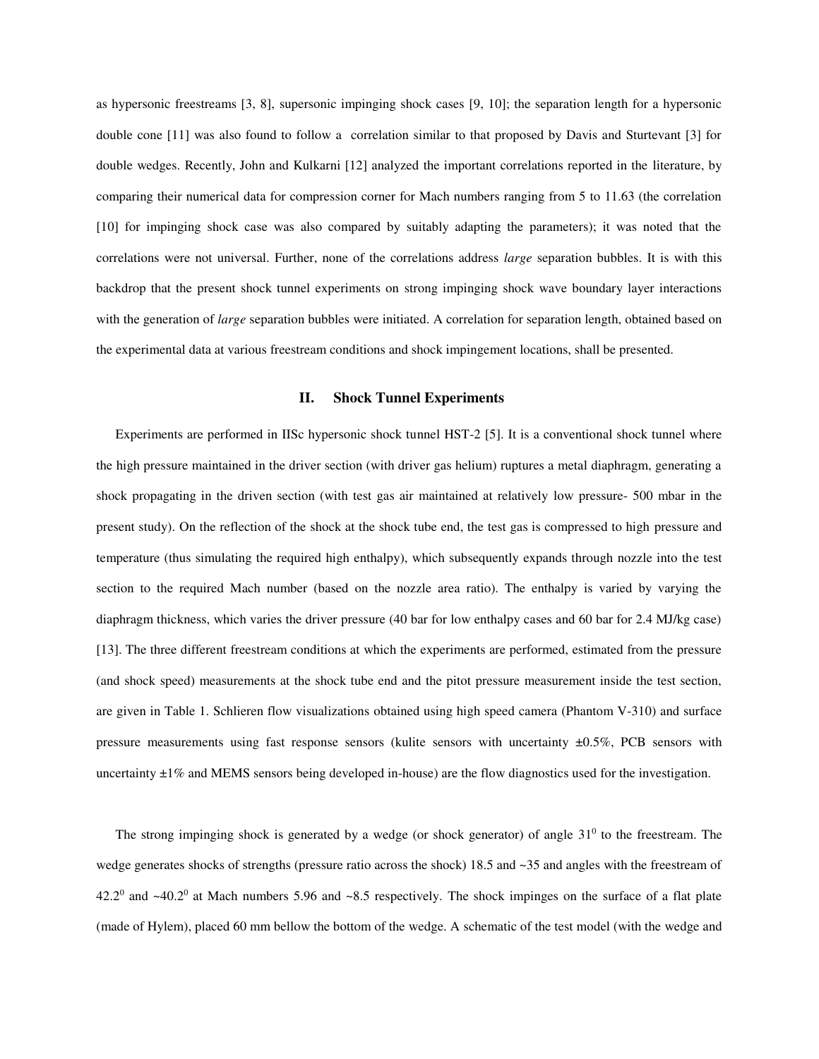as hypersonic freestreams [3, 8], supersonic impinging shock cases [9, 10]; the separation length for a hypersonic double cone [11] was also found to follow a correlation similar to that proposed by Davis and Sturtevant [3] for double wedges. Recently, John and Kulkarni [12] analyzed the important correlations reported in the literature, by comparing their numerical data for compression corner for Mach numbers ranging from 5 to 11.63 (the correlation [10] for impinging shock case was also compared by suitably adapting the parameters); it was noted that the correlations were not universal. Further, none of the correlations address *large* separation bubbles. It is with this backdrop that the present shock tunnel experiments on strong impinging shock wave boundary layer interactions with the generation of *large* separation bubbles were initiated. A correlation for separation length, obtained based on the experimental data at various freestream conditions and shock impingement locations, shall be presented.

## II. Shock Tunnel Experiments

Experiments are performed in IISc hypersonic shock tunnel HST-2 [5]. It is a conventional shock tunnel where the high pressure maintained in the driver section (with driver gas helium) ruptures a metal diaphragm, generating a shock propagating in the driven section (with test gas air maintained at relatively low pressure- 500 mbar in the present study). On the reflection of the shock at the shock tube end, the test gas is compressed to high pressure and temperature (thus simulating the required high enthalpy), which subsequently expands through nozzle into the test section to the required Mach number (based on the nozzle area ratio). The enthalpy is varied by varying the diaphragm thickness, which varies the driver pressure (40 bar for low enthalpy cases and 60 bar for 2.4 MJ/kg case) [13]. The three different freestream conditions at which the experiments are performed, estimated from the pressure (and shock speed) measurements at the shock tube end and the pitot pressure measurement inside the test section, are given in Table 1. Schlieren flow visualizations obtained using high speed camera (Phantom V-310) and surface pressure measurements using fast response sensors (kulite sensors with uncertainty ±0.5%, PCB sensors with uncertainty ±1% and MEMS sensors being developed in-house) are the flow diagnostics used for the investigation.

The strong impinging shock is generated by a wedge (or shock generator) of angle $31^0$ to the freestream. The wedge generates shocks of strengths (pressure ratio across the shock) 18.5 and ~35 and angles with the freestream of $42.2^0$ and $\sim 40.2^0$ at Mach numbers 5.96 and ~8.5 respectively. The shock impinges on the surface of a flat plate (made of Hylem), placed 60 mm bellow the bottom of the wedge. A schematic of the test model (with the wedge and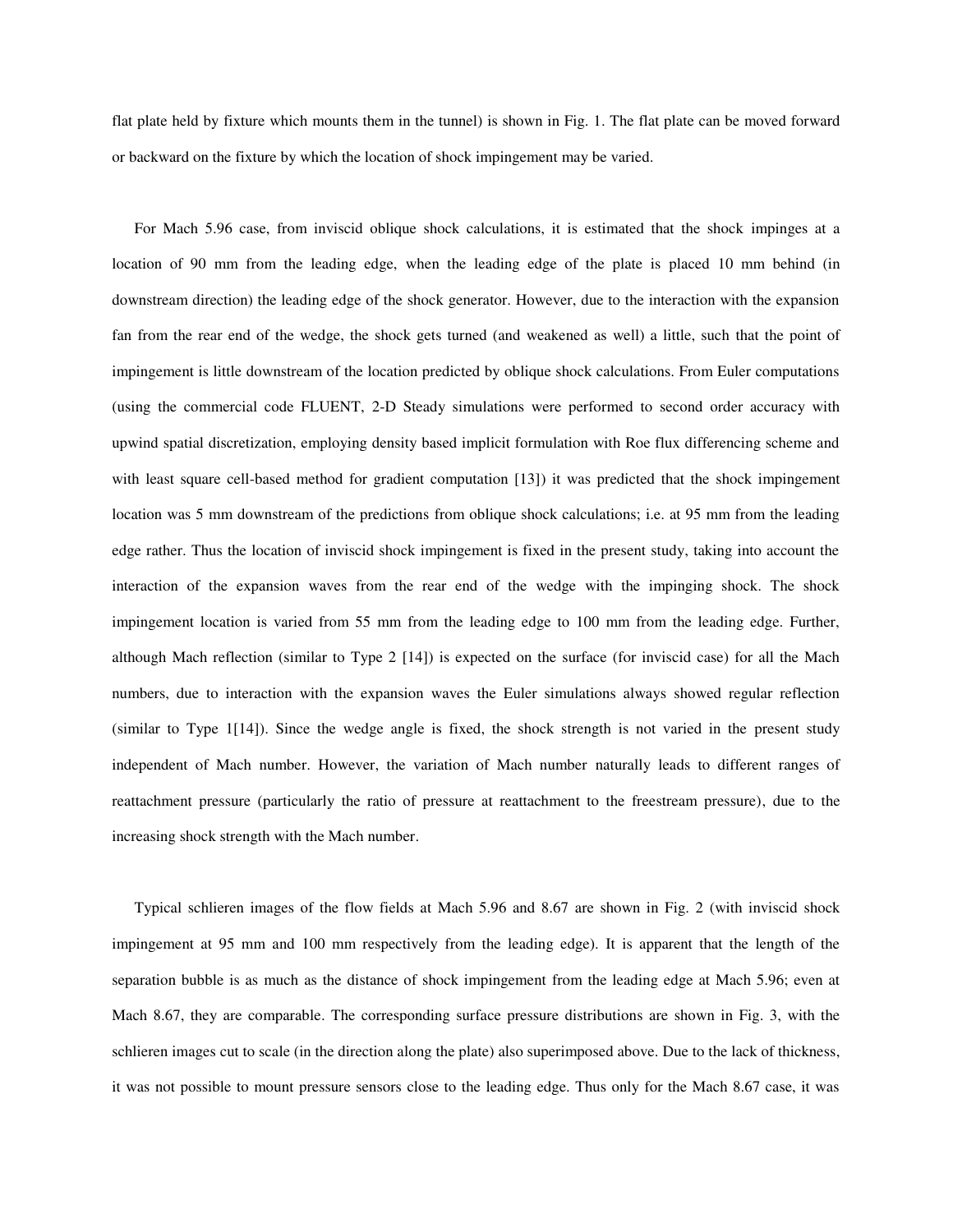flat plate held by fixture which mounts them in the tunnel) is shown in Fig. 1. The flat plate can be moved forward or backward on the fixture by which the location of shock impingement may be varied.

For Mach 5.96 case, from inviscid oblique shock calculations, it is estimated that the shock impinges at a location of 90 mm from the leading edge, when the leading edge of the plate is placed 10 mm behind (in downstream direction) the leading edge of the shock generator. However, due to the interaction with the expansion fan from the rear end of the wedge, the shock gets turned (and weakened as well) a little, such that the point of impingement is little downstream of the location predicted by oblique shock calculations. From Euler computations (using the commercial code FLUENT, 2-D Steady simulations were performed to second order accuracy with upwind spatial discretization, employing density based implicit formulation with Roe flux differencing scheme and with least square cell-based method for gradient computation [13]) it was predicted that the shock impingement location was 5 mm downstream of the predictions from oblique shock calculations; i.e. at 95 mm from the leading edge rather. Thus the location of inviscid shock impingement is fixed in the present study, taking into account the interaction of the expansion waves from the rear end of the wedge with the impinging shock. The shock impingement location is varied from 55 mm from the leading edge to 100 mm from the leading edge. Further, although Mach reflection (similar to Type 2 [14]) is expected on the surface (for inviscid case) for all the Mach numbers, due to interaction with the expansion waves the Euler simulations always showed regular reflection (similar to Type 1[14]). Since the wedge angle is fixed, the shock strength is not varied in the present study independent of Mach number. However, the variation of Mach number naturally leads to different ranges of reattachment pressure (particularly the ratio of pressure at reattachment to the freestream pressure), due to the increasing shock strength with the Mach number.

Typical schlieren images of the flow fields at Mach 5.96 and 8.67 are shown in Fig. 2 (with inviscid shock impingement at 95 mm and 100 mm respectively from the leading edge). It is apparent that the length of the separation bubble is as much as the distance of shock impingement from the leading edge at Mach 5.96; even at Mach 8.67, they are comparable. The corresponding surface pressure distributions are shown in Fig. 3, with the schlieren images cut to scale (in the direction along the plate) also superimposed above. Due to the lack of thickness, it was not possible to mount pressure sensors close to the leading edge. Thus only for the Mach 8.67 case, it was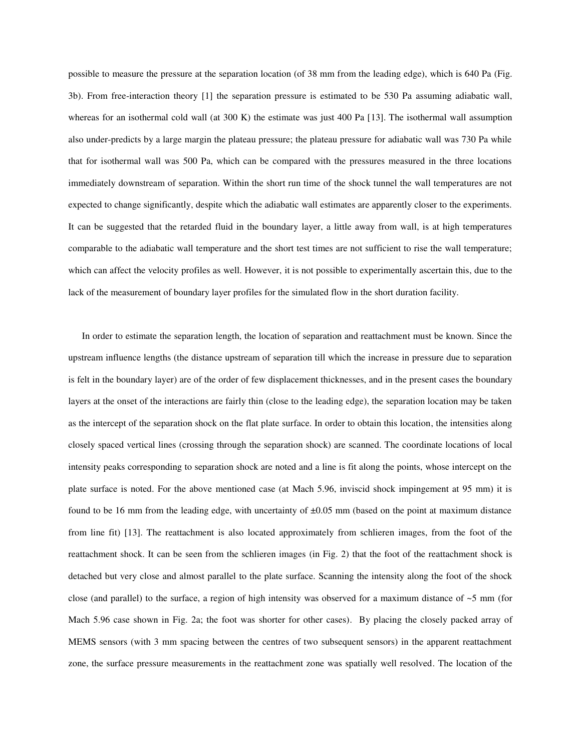possible to measure the pressure at the separation location (of 38 mm from the leading edge), which is 640 Pa (Fig. 3b). From free-interaction theory [1] the separation pressure is estimated to be 530 Pa assuming adiabatic wall, whereas for an isothermal cold wall (at 300 K) the estimate was just 400 Pa [13]. The isothermal wall assumption also under-predicts by a large margin the plateau pressure; the plateau pressure for adiabatic wall was 730 Pa while that for isothermal wall was 500 Pa, which can be compared with the pressures measured in the three locations immediately downstream of separation. Within the short run time of the shock tunnel the wall temperatures are not expected to change significantly, despite which the adiabatic wall estimates are apparently closer to the experiments. It can be suggested that the retarded fluid in the boundary layer, a little away from wall, is at high temperatures comparable to the adiabatic wall temperature and the short test times are not sufficient to rise the wall temperature; which can affect the velocity profiles as well. However, it is not possible to experimentally ascertain this, due to the lack of the measurement of boundary layer profiles for the simulated flow in the short duration facility.

In order to estimate the separation length, the location of separation and reattachment must be known. Since the upstream influence lengths (the distance upstream of separation till which the increase in pressure due to separation is felt in the boundary layer) are of the order of few displacement thicknesses, and in the present cases the boundary layers at the onset of the interactions are fairly thin (close to the leading edge), the separation location may be taken as the intercept of the separation shock on the flat plate surface. In order to obtain this location, the intensities along closely spaced vertical lines (crossing through the separation shock) are scanned. The coordinate locations of local intensity peaks corresponding to separation shock are noted and a line is fit along the points, whose intercept on the plate surface is noted. For the above mentioned case (at Mach 5.96, inviscid shock impingement at 95 mm) it is found to be 16 mm from the leading edge, with uncertainty of ±0.05 mm (based on the point at maximum distance from line fit) [13]. The reattachment is also located approximately from schlieren images, from the foot of the reattachment shock. It can be seen from the schlieren images (in Fig. 2) that the foot of the reattachment shock is detached but very close and almost parallel to the plate surface. Scanning the intensity along the foot of the shock close (and parallel) to the surface, a region of high intensity was observed for a maximum distance of ~5 mm (for Mach 5.96 case shown in Fig. 2a; the foot was shorter for other cases). By placing the closely packed array of MEMS sensors (with 3 mm spacing between the centres of two subsequent sensors) in the apparent reattachment zone, the surface pressure measurements in the reattachment zone was spatially well resolved. The location of the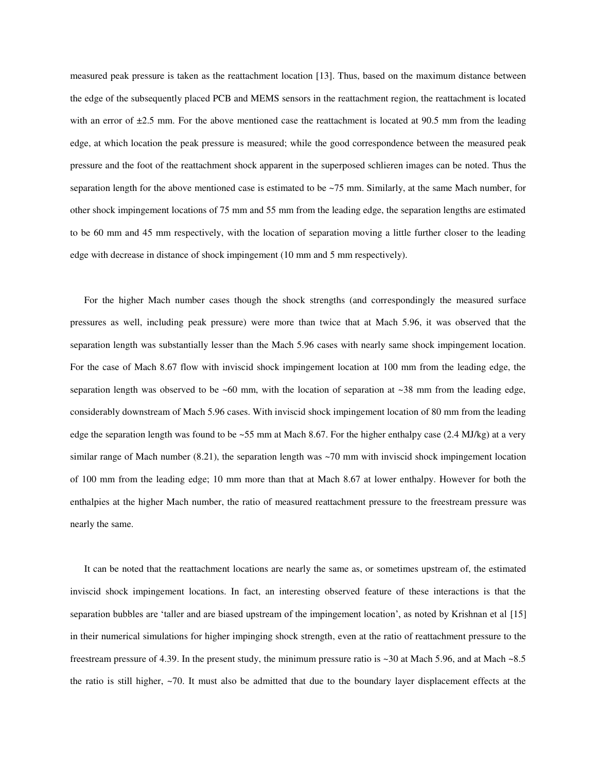measured peak pressure is taken as the reattachment location [13]. Thus, based on the maximum distance between the edge of the subsequently placed PCB and MEMS sensors in the reattachment region, the reattachment is located with an error of ±2.5 mm. For the above mentioned case the reattachment is located at 90.5 mm from the leading edge, at which location the peak pressure is measured; while the good correspondence between the measured peak pressure and the foot of the reattachment shock apparent in the superposed schlieren images can be noted. Thus the separation length for the above mentioned case is estimated to be ~75 mm. Similarly, at the same Mach number, for other shock impingement locations of 75 mm and 55 mm from the leading edge, the separation lengths are estimated to be 60 mm and 45 mm respectively, with the location of separation moving a little further closer to the leading edge with decrease in distance of shock impingement (10 mm and 5 mm respectively).

For the higher Mach number cases though the shock strengths (and correspondingly the measured surface pressures as well, including peak pressure) were more than twice that at Mach 5.96, it was observed that the separation length was substantially lesser than the Mach 5.96 cases with nearly same shock impingement location. For the case of Mach 8.67 flow with inviscid shock impingement location at 100 mm from the leading edge, the separation length was observed to be ~60 mm, with the location of separation at ~38 mm from the leading edge, considerably downstream of Mach 5.96 cases. With inviscid shock impingement location of 80 mm from the leading edge the separation length was found to be ~55 mm at Mach 8.67. For the higher enthalpy case (2.4 MJ/kg) at a very similar range of Mach number (8.21), the separation length was ~70 mm with inviscid shock impingement location of 100 mm from the leading edge; 10 mm more than that at Mach 8.67 at lower enthalpy. However for both the enthalpies at the higher Mach number, the ratio of measured reattachment pressure to the freestream pressure was nearly the same.

It can be noted that the reattachment locations are nearly the same as, or sometimes upstream of, the estimated inviscid shock impingement locations. In fact, an interesting observed feature of these interactions is that the separation bubbles are 'taller and are biased upstream of the impingement location', as noted by Krishnan et al [15] in their numerical simulations for higher impinging shock strength, even at the ratio of reattachment pressure to the freestream pressure of 4.39. In the present study, the minimum pressure ratio is ~30 at Mach 5.96, and at Mach ~8.5 the ratio is still higher, ~70. It must also be admitted that due to the boundary layer displacement effects at the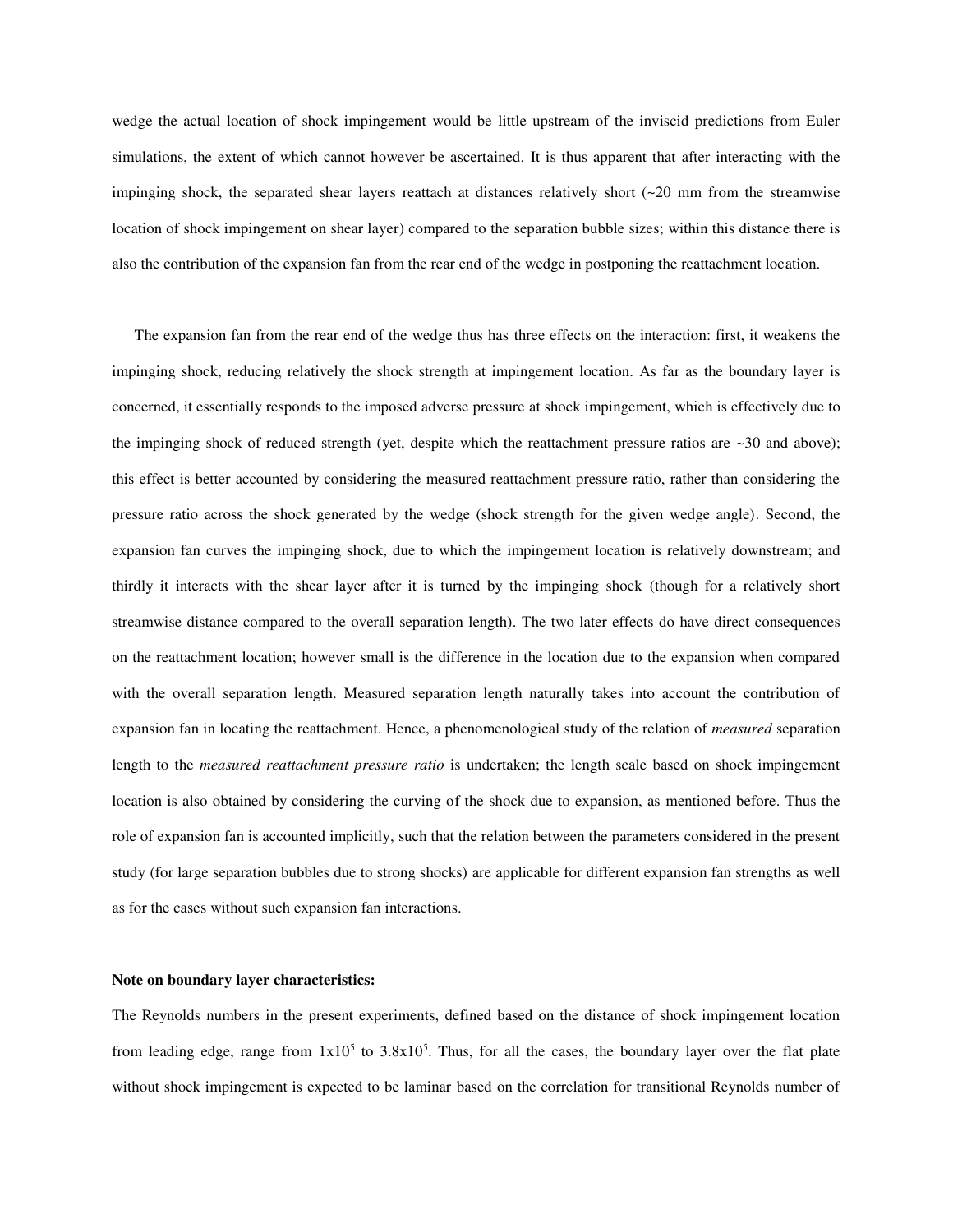wedge the actual location of shock impingement would be little upstream of the inviscid predictions from Euler simulations, the extent of which cannot however be ascertained. It is thus apparent that after interacting with the impinging shock, the separated shear layers reattach at distances relatively short (~20 mm from the streamwise location of shock impingement on shear layer) compared to the separation bubble sizes; within this distance there is also the contribution of the expansion fan from the rear end of the wedge in postponing the reattachment location.

The expansion fan from the rear end of the wedge thus has three effects on the interaction: first, it weakens the impinging shock, reducing relatively the shock strength at impingement location. As far as the boundary layer is concerned, it essentially responds to the imposed adverse pressure at shock impingement, which is effectively due to the impinging shock of reduced strength (yet, despite which the reattachment pressure ratios are ~30 and above); this effect is better accounted by considering the measured reattachment pressure ratio, rather than considering the pressure ratio across the shock generated by the wedge (shock strength for the given wedge angle). Second, the expansion fan curves the impinging shock, due to which the impingement location is relatively downstream; and thirdly it interacts with the shear layer after it is turned by the impinging shock (though for a relatively short streamwise distance compared to the overall separation length). The two later effects do have direct consequences on the reattachment location; however small is the difference in the location due to the expansion when compared with the overall separation length. Measured separation length naturally takes into account the contribution of expansion fan in locating the reattachment. Hence, a phenomenological study of the relation of *measured* separation length to the *measured reattachment pressure ratio* is undertaken; the length scale based on shock impingement location is also obtained by considering the curving of the shock due to expansion, as mentioned before. Thus the role of expansion fan is accounted implicitly, such that the relation between the parameters considered in the present study (for large separation bubbles due to strong shocks) are applicable for different expansion fan strengths as well as for the cases without such expansion fan interactions.

**Note on boundary layer characteristics:**

The Reynolds numbers in the present experiments, defined based on the distance of shock impingement location from leading edge, range from $1x10^5$ to $3.8x10^5$. Thus, for all the cases, the boundary layer over the flat plate without shock impingement is expected to be laminar based on the correlation for transitional Reynolds number of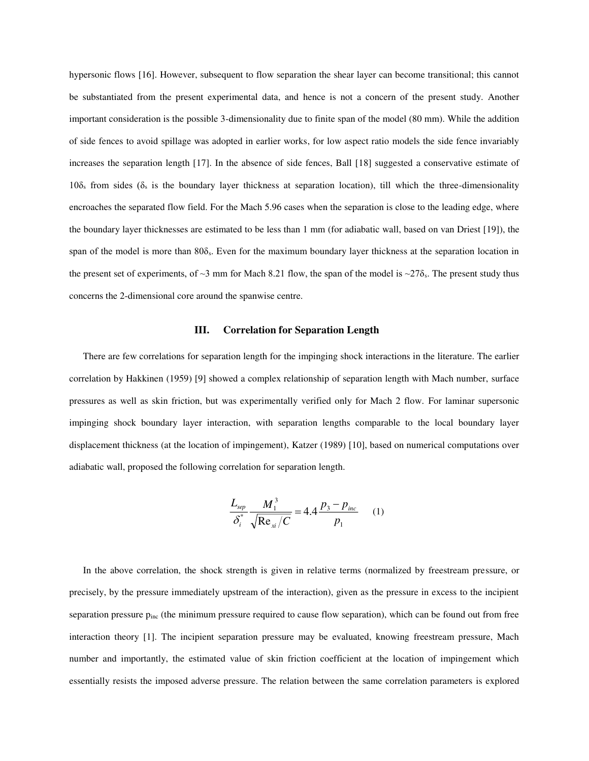hypersonic flows [16]. However, subsequent to flow separation the shear layer can become transitional; this cannot be substantiated from the present experimental data, and hence is not a concern of the present study. Another important consideration is the possible 3-dimensionality due to finite span of the model (80 mm). While the addition of side fences to avoid spillage was adopted in earlier works, for low aspect ratio models the side fence invariably increases the separation length [17]. In the absence of side fences, Ball [18] suggested a conservative estimate of $10\delta_s$ from sides ($\delta_s$ is the boundary layer thickness at separation location), till which the three-dimensionality encroaches the separated flow field. For the Mach 5.96 cases when the separation is close to the leading edge, where the boundary layer thicknesses are estimated to be less than 1 mm (for adiabatic wall, based on van Driest [19]), the span of the model is more than $80\delta_s$. Even for the maximum boundary layer thickness at the separation location in the present set of experiments, of ~3 mm for Mach 8.21 flow, the span of the model is ~$27\delta_s$. The present study thus concerns the 2-dimensional core around the spanwise centre.

## III. Correlation for Separation Length

There are few correlations for separation length for the impinging shock interactions in the literature. The earlier correlation by Hakkinen (1959) [9] showed a complex relationship of separation length with Mach number, surface pressures as well as skin friction, but was experimentally verified only for Mach 2 flow. For laminar supersonic impinging shock boundary layer interaction, with separation lengths comparable to the local boundary layer displacement thickness (at the location of impingement), Katzer (1989) [10], based on numerical computations over adiabatic wall, proposed the following correlation for separation length.

$$\frac{L_{sep}}{\delta_i^*}\frac{M_1^3}{\sqrt{\mathrm{Re}_{xi}/C}} = 4.4\frac{p_3 - p_{inc}}{p_1} \qquad (1)$$

In the above correlation, the shock strength is given in relative terms (normalized by freestream pressure, or precisely, by the pressure immediately upstream of the interaction), given as the pressure in excess to the incipient separation pressure $p_{inc}$ (the minimum pressure required to cause flow separation), which can be found out from free interaction theory [1]. The incipient separation pressure may be evaluated, knowing freestream pressure, Mach number and importantly, the estimated value of skin friction coefficient at the location of impingement which essentially resists the imposed adverse pressure. The relation between the same correlation parameters is explored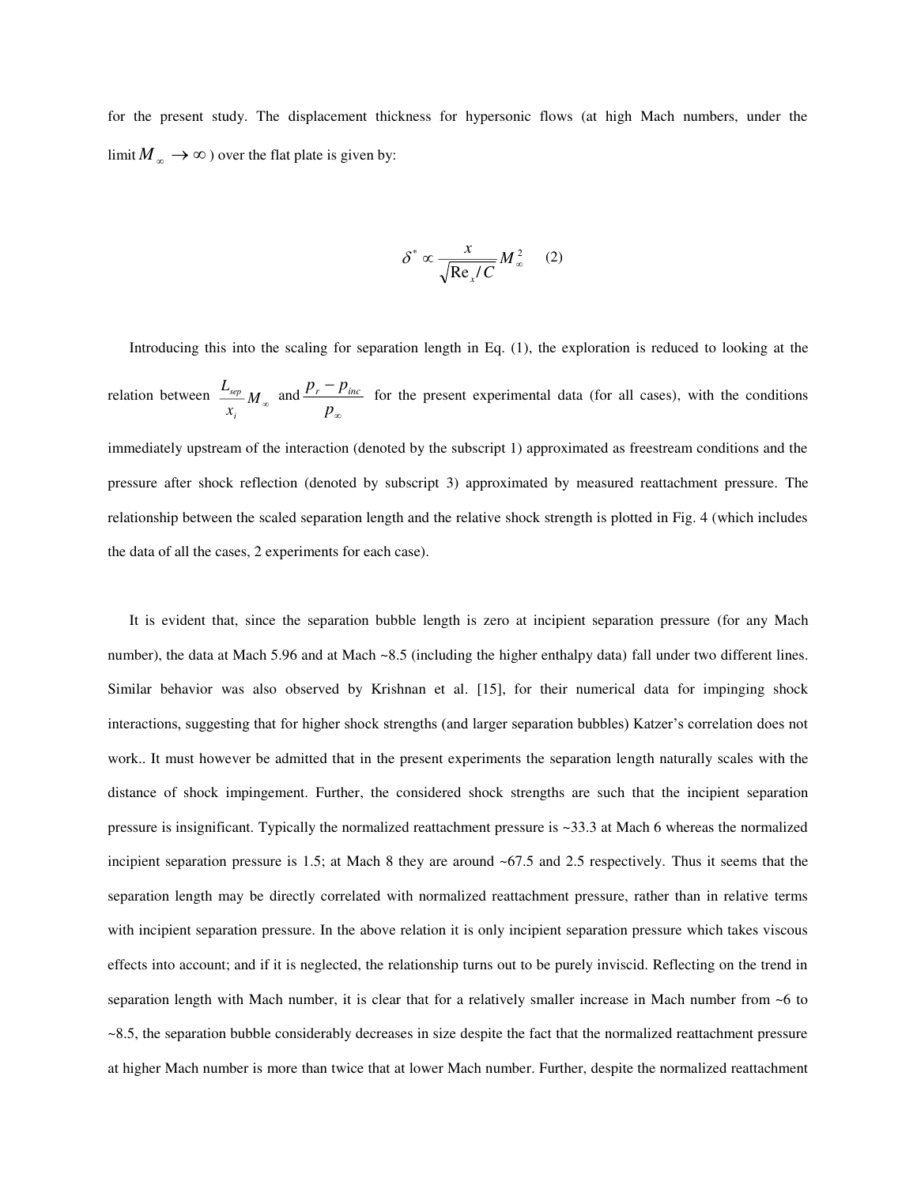for the present study. The displacement thickness for hypersonic flows (at high Mach numbers, under the limit $M_\infty \to \infty$ ) over the flat plate is given by:

$$\delta^* \propto \frac{x}{\sqrt{\mathrm{Re}_x / C}} M_\infty^2 \qquad (2)$$

Introducing this into the scaling for separation length in Eq. (1), the exploration is reduced to looking at the relation between $\frac{L_{sep}}{x_i} M_\infty$ and $\frac{p_r - p_{inc}}{p_\infty}$ for the present experimental data (for all cases), with the conditions immediately upstream of the interaction (denoted by the subscript 1) approximated as freestream conditions and the pressure after shock reflection (denoted by subscript 3) approximated by measured reattachment pressure. The relationship between the scaled separation length and the relative shock strength is plotted in Fig. 4 (which includes the data of all the cases, 2 experiments for each case).

It is evident that, since the separation bubble length is zero at incipient separation pressure (for any Mach number), the data at Mach 5.96 and at Mach ~8.5 (including the higher enthalpy data) fall under two different lines. Similar behavior was also observed by Krishnan et al. [15], for their numerical data for impinging shock interactions, suggesting that for higher shock strengths (and larger separation bubbles) Katzer's correlation does not work.. It must however be admitted that in the present experiments the separation length naturally scales with the distance of shock impingement. Further, the considered shock strengths are such that the incipient separation pressure is insignificant. Typically the normalized reattachment pressure is ~33.3 at Mach 6 whereas the normalized incipient separation pressure is 1.5; at Mach 8 they are around ~67.5 and 2.5 respectively. Thus it seems that the separation length may be directly correlated with normalized reattachment pressure, rather than in relative terms with incipient separation pressure. In the above relation it is only incipient separation pressure which takes viscous effects into account; and if it is neglected, the relationship turns out to be purely inviscid. Reflecting on the trend in separation length with Mach number, it is clear that for a relatively smaller increase in Mach number from ~6 to ~8.5, the separation bubble considerably decreases in size despite the fact that the normalized reattachment pressure at higher Mach number is more than twice that at lower Mach number. Further, despite the normalized reattachment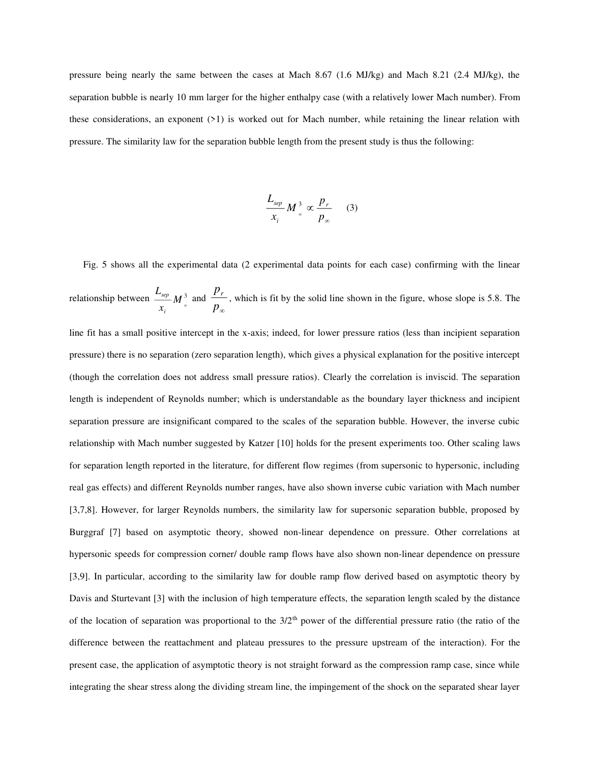pressure being nearly the same between the cases at Mach 8.67 (1.6 MJ/kg) and Mach 8.21 (2.4 MJ/kg), the separation bubble is nearly 10 mm larger for the higher enthalpy case (with a relatively lower Mach number). From these considerations, an exponent (>1) is worked out for Mach number, while retaining the linear relation with pressure. The similarity law for the separation bubble length from the present study is thus the following:

$$\frac{L_{sep}}{x_i} M_\infty^3 \propto \frac{p_r}{p_\infty} \qquad (3)$$

Fig. 5 shows all the experimental data (2 experimental data points for each case) confirming with the linear relationship between $\frac{L_{sep}}{x_i} M_\infty^3$ and $\frac{p_r}{p_\infty}$, which is fit by the solid line shown in the figure, whose slope is 5.8. The line fit has a small positive intercept in the x-axis; indeed, for lower pressure ratios (less than incipient separation pressure) there is no separation (zero separation length), which gives a physical explanation for the positive intercept (though the correlation does not address small pressure ratios). Clearly the correlation is inviscid. The separation length is independent of Reynolds number; which is understandable as the boundary layer thickness and incipient separation pressure are insignificant compared to the scales of the separation bubble. However, the inverse cubic relationship with Mach number suggested by Katzer [10] holds for the present experiments too. Other scaling laws for separation length reported in the literature, for different flow regimes (from supersonic to hypersonic, including real gas effects) and different Reynolds number ranges, have also shown inverse cubic variation with Mach number [3,7,8]. However, for larger Reynolds numbers, the similarity law for supersonic separation bubble, proposed by Burggraf [7] based on asymptotic theory, showed non-linear dependence on pressure. Other correlations at hypersonic speeds for compression corner/ double ramp flows have also shown non-linear dependence on pressure [3,9]. In particular, according to the similarity law for double ramp flow derived based on asymptotic theory by Davis and Sturtevant [3] with the inclusion of high temperature effects, the separation length scaled by the distance of the location of separation was proportional to the 3/2[th] power of the differential pressure ratio (the ratio of the difference between the reattachment and plateau pressures to the pressure upstream of the interaction). For the present case, the application of asymptotic theory is not straight forward as the compression ramp case, since while integrating the shear stress along the dividing stream line, the impingement of the shock on the separated shear layer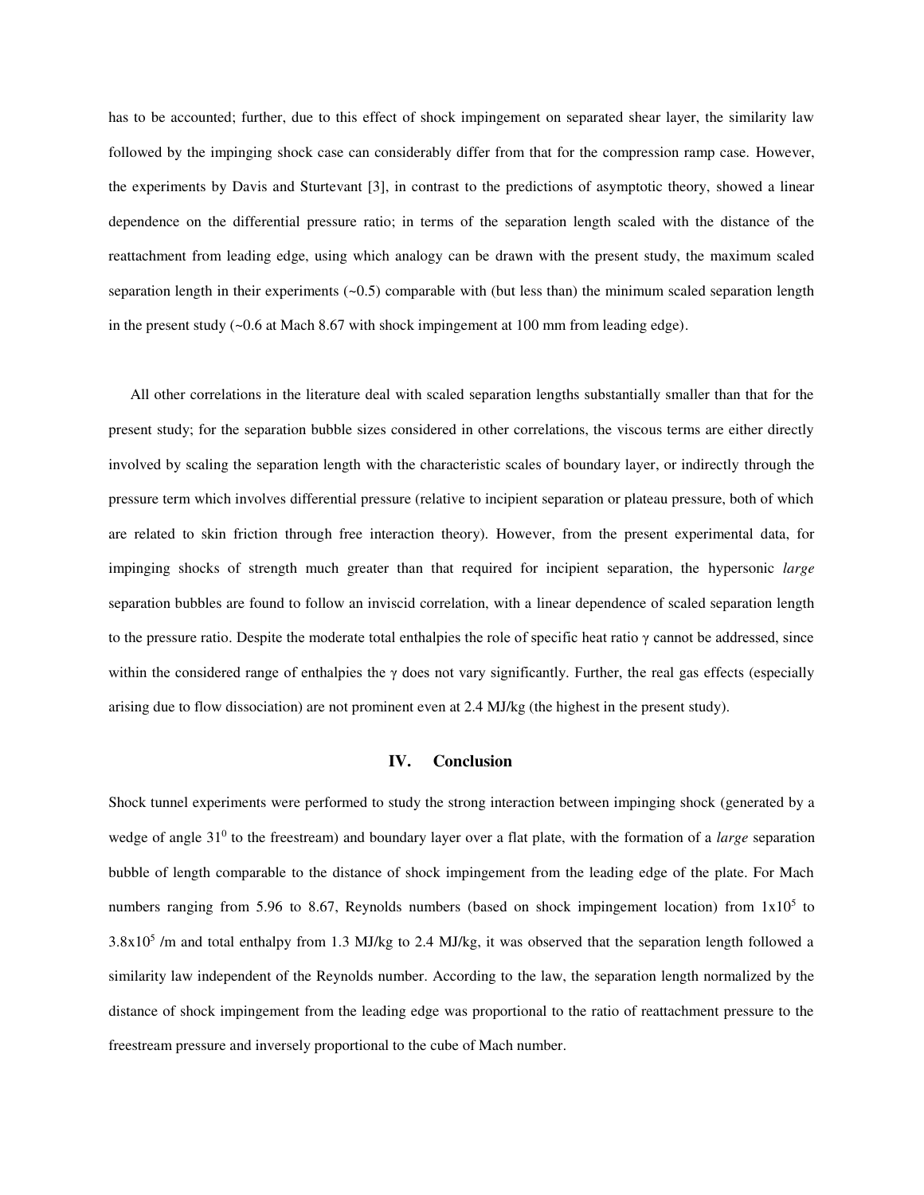has to be accounted; further, due to this effect of shock impingement on separated shear layer, the similarity law followed by the impinging shock case can considerably differ from that for the compression ramp case. However, the experiments by Davis and Sturtevant [3], in contrast to the predictions of asymptotic theory, showed a linear dependence on the differential pressure ratio; in terms of the separation length scaled with the distance of the reattachment from leading edge, using which analogy can be drawn with the present study, the maximum scaled separation length in their experiments (~0.5) comparable with (but less than) the minimum scaled separation length in the present study (~0.6 at Mach 8.67 with shock impingement at 100 mm from leading edge).

All other correlations in the literature deal with scaled separation lengths substantially smaller than that for the present study; for the separation bubble sizes considered in other correlations, the viscous terms are either directly involved by scaling the separation length with the characteristic scales of boundary layer, or indirectly through the pressure term which involves differential pressure (relative to incipient separation or plateau pressure, both of which are related to skin friction through free interaction theory). However, from the present experimental data, for impinging shocks of strength much greater than that required for incipient separation, the hypersonic *large* separation bubbles are found to follow an inviscid correlation, with a linear dependence of scaled separation length to the pressure ratio. Despite the moderate total enthalpies the role of specific heat ratio $\gamma$ cannot be addressed, since within the considered range of enthalpies the $\gamma$ does not vary significantly. Further, the real gas effects (especially arising due to flow dissociation) are not prominent even at 2.4 MJ/kg (the highest in the present study).

## IV. Conclusion

Shock tunnel experiments were performed to study the strong interaction between impinging shock (generated by a wedge of angle $31^0$ to the freestream) and boundary layer over a flat plate, with the formation of a *large* separation bubble of length comparable to the distance of shock impingement from the leading edge of the plate. For Mach numbers ranging from 5.96 to 8.67, Reynolds numbers (based on shock impingement location) from $1\text{x}10^5$ to $3.8\text{x}10^5$ /m and total enthalpy from 1.3 MJ/kg to 2.4 MJ/kg, it was observed that the separation length followed a similarity law independent of the Reynolds number. According to the law, the separation length normalized by the distance of shock impingement from the leading edge was proportional to the ratio of reattachment pressure to the freestream pressure and inversely proportional to the cube of Mach number.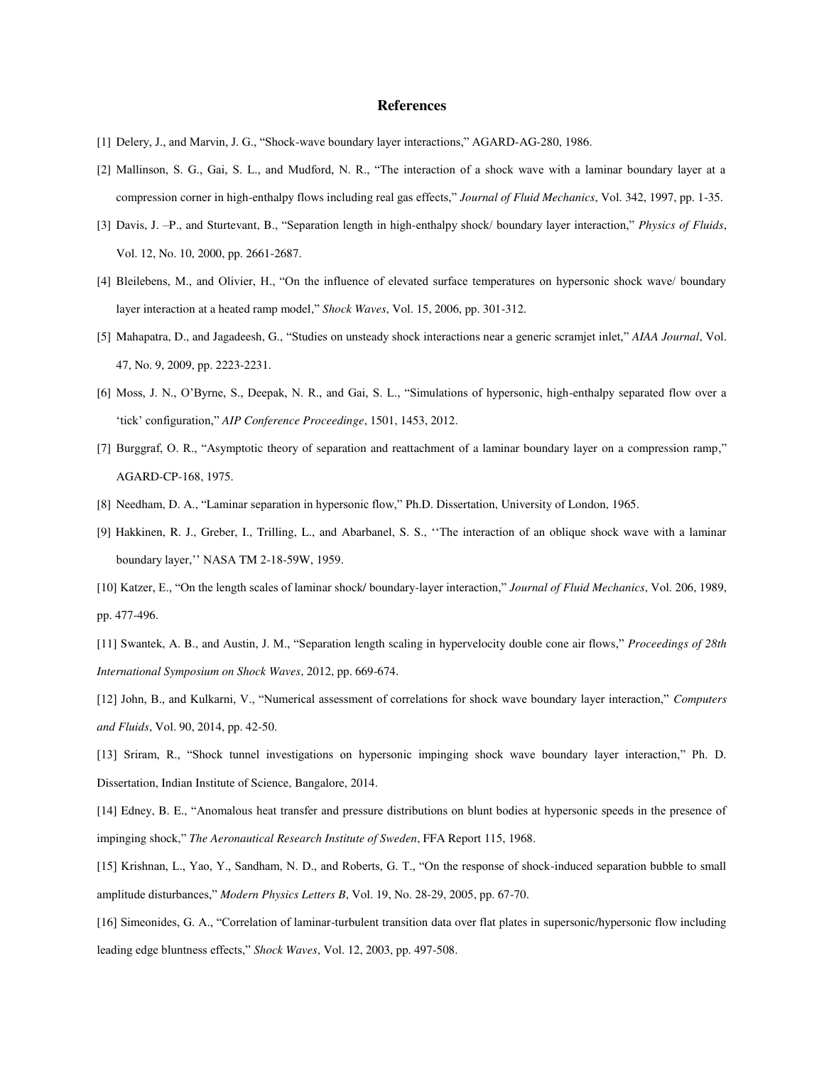## References

[1] Delery, J., and Marvin, J. G., "Shock-wave boundary layer interactions," AGARD-AG-280, 1986.

[2] Mallinson, S. G., Gai, S. L., and Mudford, N. R., "The interaction of a shock wave with a laminar boundary layer at a compression corner in high-enthalpy flows including real gas effects," *Journal of Fluid Mechanics*, Vol. 342, 1997, pp. 1-35.

[3] Davis, J. –P., and Sturtevant, B., "Separation length in high-enthalpy shock/ boundary layer interaction," *Physics of Fluids*, Vol. 12, No. 10, 2000, pp. 2661-2687.

[4] Bleilebens, M., and Olivier, H., "On the influence of elevated surface temperatures on hypersonic shock wave/ boundary layer interaction at a heated ramp model," *Shock Waves*, Vol. 15, 2006, pp. 301-312.

[5] Mahapatra, D., and Jagadeesh, G., "Studies on unsteady shock interactions near a generic scramjet inlet," *AIAA Journal*, Vol. 47, No. 9, 2009, pp. 2223-2231.

[6] Moss, J. N., O'Byrne, S., Deepak, N. R., and Gai, S. L., "Simulations of hypersonic, high-enthalpy separated flow over a 'tick' configuration," *AIP Conference Proceedinge*, 1501, 1453, 2012.

[7] Burggraf, O. R., "Asymptotic theory of separation and reattachment of a laminar boundary layer on a compression ramp," AGARD-CP-168, 1975.

[8] Needham, D. A., "Laminar separation in hypersonic flow," Ph.D. Dissertation, University of London, 1965.

[9] Hakkinen, R. J., Greber, I., Trilling, L., and Abarbanel, S. S., ''The interaction of an oblique shock wave with a laminar boundary layer,'' NASA TM 2-18-59W, 1959.

[10] Katzer, E., "On the length scales of laminar shock/ boundary-layer interaction," *Journal of Fluid Mechanics*, Vol. 206, 1989, pp. 477-496.

[11] Swantek, A. B., and Austin, J. M., "Separation length scaling in hypervelocity double cone air flows," *Proceedings of 28th International Symposium on Shock Waves*, 2012, pp. 669-674.

[12] John, B., and Kulkarni, V., "Numerical assessment of correlations for shock wave boundary layer interaction," *Computers and Fluids*, Vol. 90, 2014, pp. 42-50.

[13] Sriram, R., "Shock tunnel investigations on hypersonic impinging shock wave boundary layer interaction," Ph. D. Dissertation, Indian Institute of Science, Bangalore, 2014.

[14] Edney, B. E., "Anomalous heat transfer and pressure distributions on blunt bodies at hypersonic speeds in the presence of impinging shock," *The Aeronautical Research Institute of Sweden*, FFA Report 115, 1968.

[15] Krishnan, L., Yao, Y., Sandham, N. D., and Roberts, G. T., "On the response of shock-induced separation bubble to small amplitude disturbances," *Modern Physics Letters B*, Vol. 19, No. 28-29, 2005, pp. 67-70.

[16] Simeonides, G. A., "Correlation of laminar-turbulent transition data over flat plates in supersonic/hypersonic flow including leading edge bluntness effects," *Shock Waves*, Vol. 12, 2003, pp. 497-508.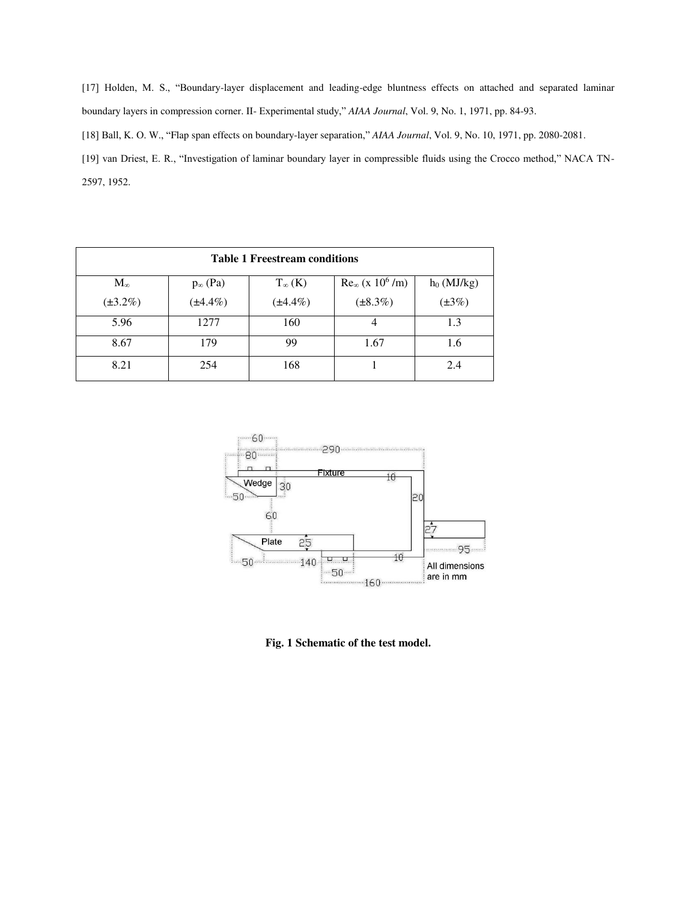[17] Holden, M. S., "Boundary-layer displacement and leading-edge bluntness effects on attached and separated laminar boundary layers in compression corner. II- Experimental study," *AIAA Journal*, Vol. 9, No. 1, 1971, pp. 84-93.

[18] Ball, K. O. W., "Flap span effects on boundary-layer separation," *AIAA Journal*, Vol. 9, No. 10, 1971, pp. 2080-2081.

[19] van Driest, E. R., "Investigation of laminar boundary layer in compressible fluids using the Crocco method," NACA TN-2597, 1952.

**Table 1 Freestream conditions**

| $M_\infty$ (±3.2%) | $p_\infty$ (Pa) (±4.4%) | $T_\infty$ (K) (±4.4%) | $Re_\infty$ (x $10^6$ /m) (±8.3%) | $h_0$ (MJ/kg) (±3%) |
|---|---|---|---|---|
| 5.96 | 1277 | 160 | 4 | 1.3 |
| 8.67 | 179 | 99 | 1.67 | 1.6 |
| 8.21 | 254 | 168 | 1 | 2.4 |

**Fig. 1 Schematic of the test model.**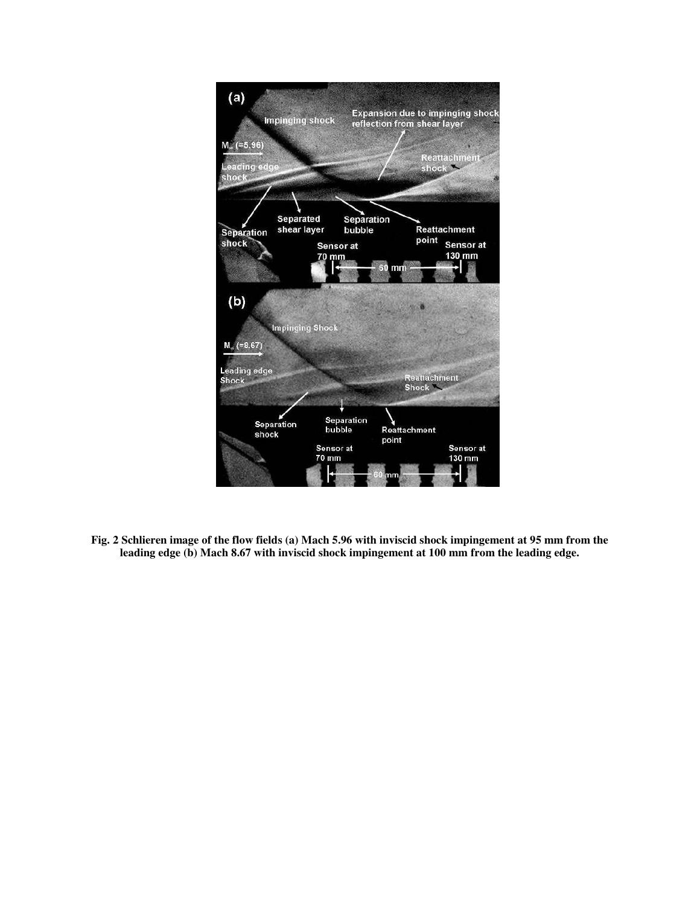**Fig. 2 Schlieren image of the flow fields (a) Mach 5.96 with inviscid shock impingement at 95 mm from the leading edge (b) Mach 8.67 with inviscid shock impingement at 100 mm from the leading edge.**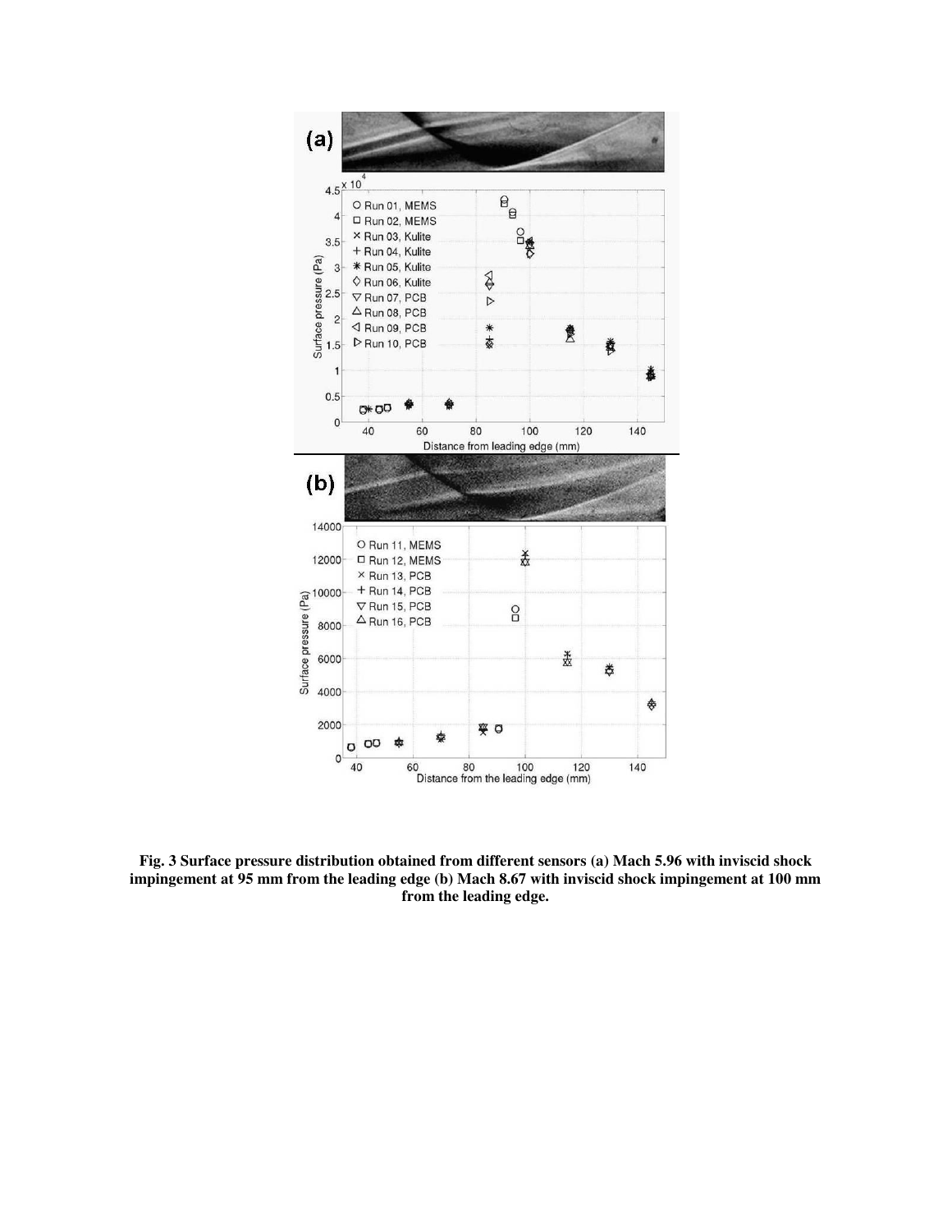**Fig. 3 Surface pressure distribution obtained from different sensors (a) Mach 5.96 with inviscid shock impingement at 95 mm from the leading edge (b) Mach 8.67 with inviscid shock impingement at 100 mm from the leading edge.**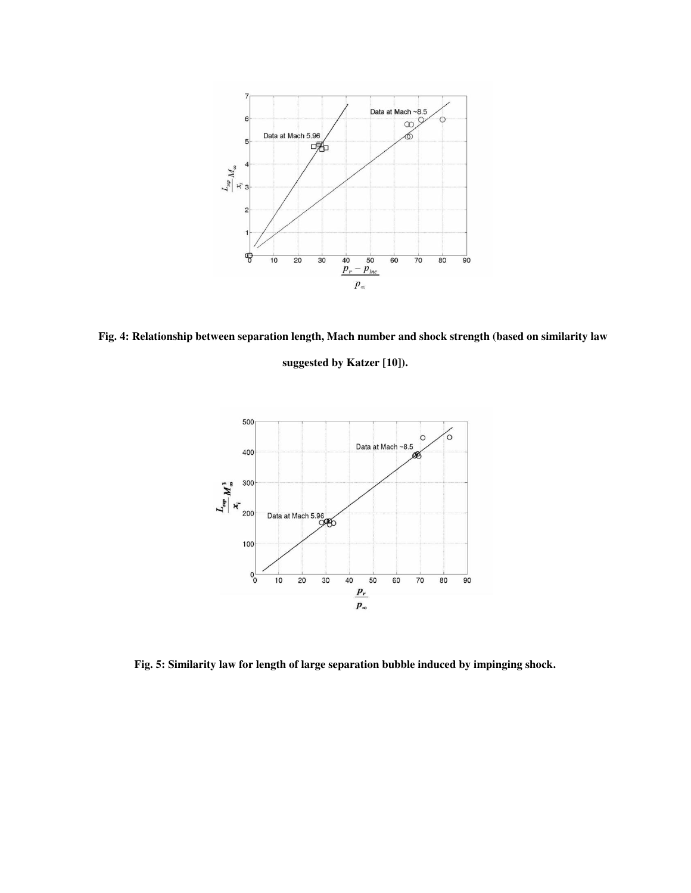Data at Mach 5.96

Data at Mach ~8.5

$\frac{L_{sep}}{x_i} M_{\infty}$

$\frac{p_r - p_{inc}}{p_{\infty}}$

0 10 20 30 40 50 60 70 80 90

0 1 2 3 4 5 6 7

**Fig. 4: Relationship between separation length, Mach number and shock strength (based on similarity law suggested by Katzer [10]).**

Data at Mach ~8.5

Data at Mach 5.96

$\frac{L_{sep}}{x_i} M_{\infty}^3$

$\frac{p_r}{p_{\infty}}$

0 10 20 30 40 50 60 70 80 90

0 100 200 300 400 500

**Fig. 5: Similarity law for length of large separation bubble induced by impinging shock.**